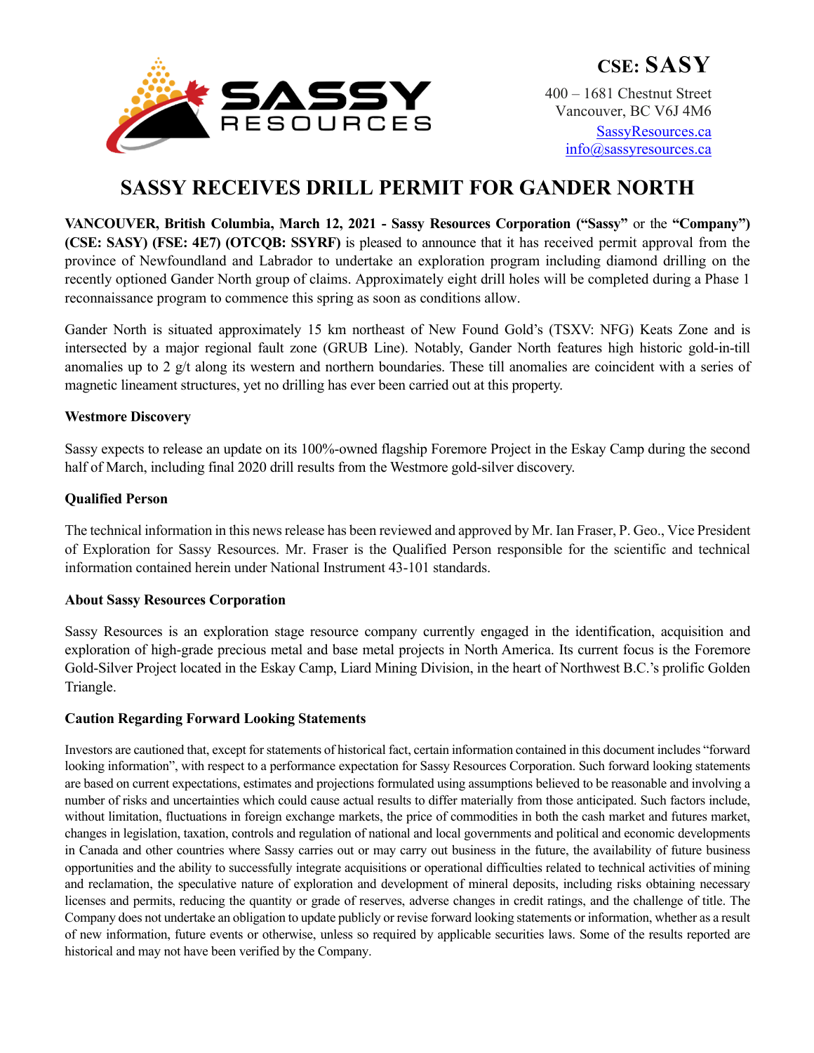**CSE: SASY**

400 – 1681 Chestnut Street
Vancouver, BC V6J 4M6
SassyResources.ca
info@sassyresources.ca

# SASSY RECEIVES DRILL PERMIT FOR GANDER NORTH

**VANCOUVER, British Columbia, March 12, 2021 - Sassy Resources Corporation ("Sassy"** or the **"Company") (CSE: SASY) (FSE: 4E7) (OTCQB: SSYRF)** is pleased to announce that it has received permit approval from the province of Newfoundland and Labrador to undertake an exploration program including diamond drilling on the recently optioned Gander North group of claims. Approximately eight drill holes will be completed during a Phase 1 reconnaissance program to commence this spring as soon as conditions allow.

Gander North is situated approximately 15 km northeast of New Found Gold's (TSXV: NFG) Keats Zone and is intersected by a major regional fault zone (GRUB Line). Notably, Gander North features high historic gold-in-till anomalies up to 2 g/t along its western and northern boundaries. These till anomalies are coincident with a series of magnetic lineament structures, yet no drilling has ever been carried out at this property.

### Westmore Discovery

Sassy expects to release an update on its 100%-owned flagship Foremore Project in the Eskay Camp during the second half of March, including final 2020 drill results from the Westmore gold-silver discovery.

### Qualified Person

The technical information in this news release has been reviewed and approved by Mr. Ian Fraser, P. Geo., Vice President of Exploration for Sassy Resources. Mr. Fraser is the Qualified Person responsible for the scientific and technical information contained herein under National Instrument 43-101 standards.

### About Sassy Resources Corporation

Sassy Resources is an exploration stage resource company currently engaged in the identification, acquisition and exploration of high-grade precious metal and base metal projects in North America. Its current focus is the Foremore Gold-Silver Project located in the Eskay Camp, Liard Mining Division, in the heart of Northwest B.C.'s prolific Golden Triangle.

### Caution Regarding Forward Looking Statements

Investors are cautioned that, except for statements of historical fact, certain information contained in this document includes "forward looking information", with respect to a performance expectation for Sassy Resources Corporation. Such forward looking statements are based on current expectations, estimates and projections formulated using assumptions believed to be reasonable and involving a number of risks and uncertainties which could cause actual results to differ materially from those anticipated. Such factors include, without limitation, fluctuations in foreign exchange markets, the price of commodities in both the cash market and futures market, changes in legislation, taxation, controls and regulation of national and local governments and political and economic developments in Canada and other countries where Sassy carries out or may carry out business in the future, the availability of future business opportunities and the ability to successfully integrate acquisitions or operational difficulties related to technical activities of mining and reclamation, the speculative nature of exploration and development of mineral deposits, including risks obtaining necessary licenses and permits, reducing the quantity or grade of reserves, adverse changes in credit ratings, and the challenge of title. The Company does not undertake an obligation to update publicly or revise forward looking statements or information, whether as a result of new information, future events or otherwise, unless so required by applicable securities laws. Some of the results reported are historical and may not have been verified by the Company.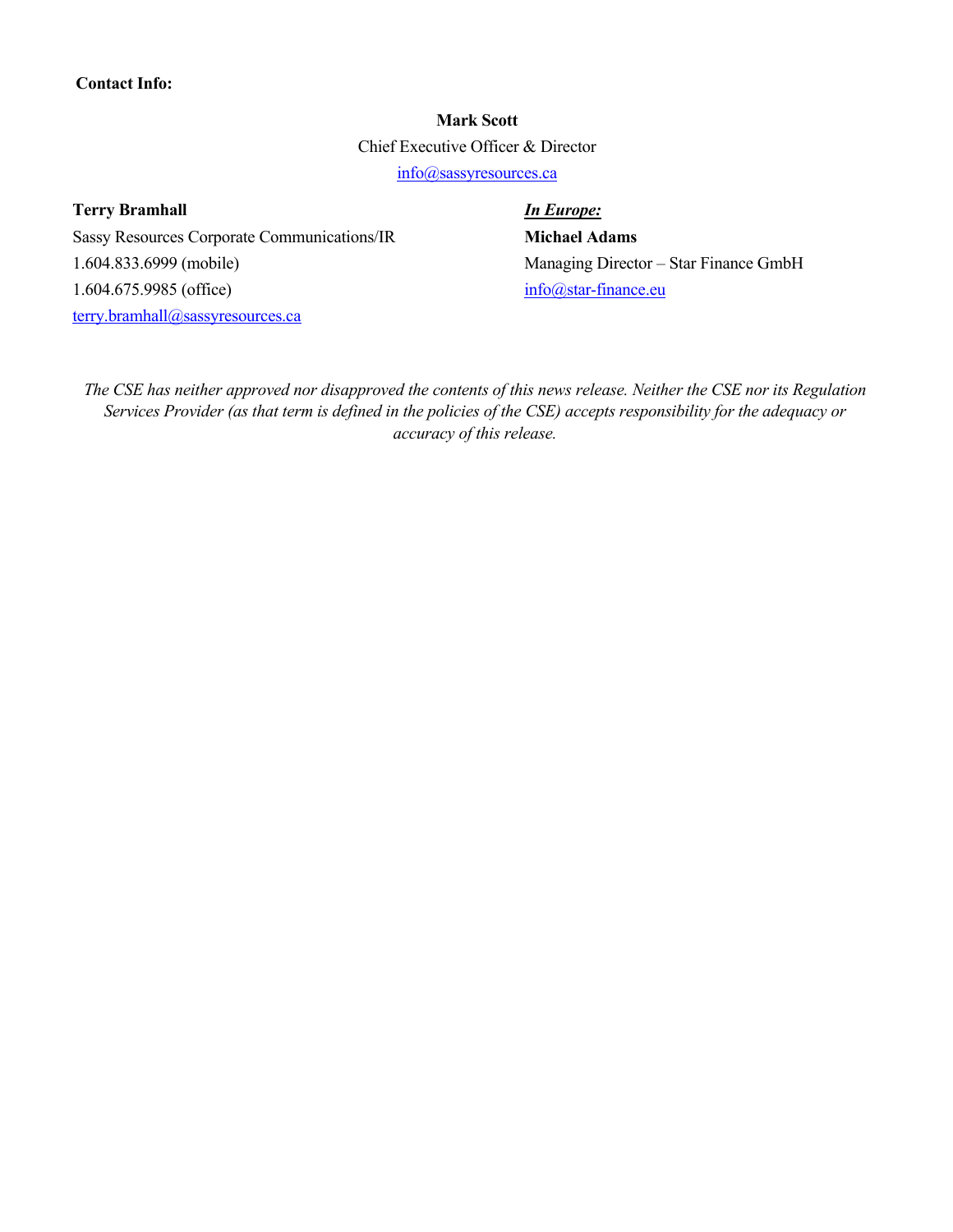**Contact Info:**

**Mark Scott**
Chief Executive Officer & Director
info@sassyresources.ca

**Terry Bramhall**
Sassy Resources Corporate Communications/IR
1.604.833.6999 (mobile)
1.604.675.9985 (office)
terry.bramhall@sassyresources.ca

***In Europe:***
**Michael Adams**
Managing Director – Star Finance GmbH
info@star-finance.eu

*The CSE has neither approved nor disapproved the contents of this news release. Neither the CSE nor its Regulation Services Provider (as that term is defined in the policies of the CSE) accepts responsibility for the adequacy or accuracy of this release.*